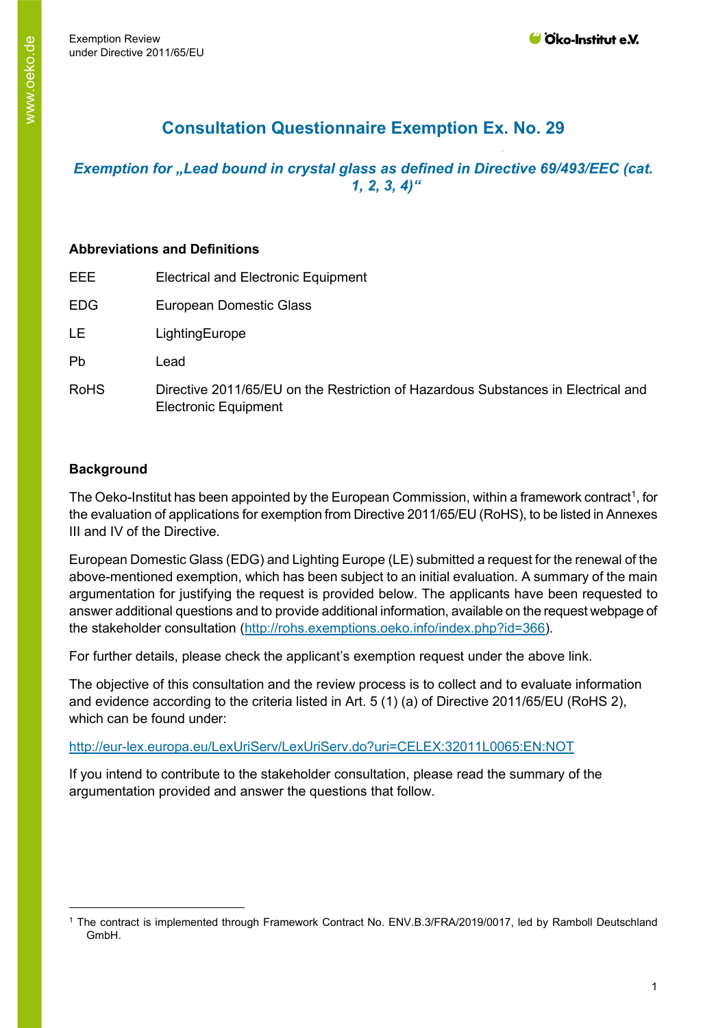# Consultation Questionnaire Exemption Ex. No. 29

## *Exemption for „Lead bound in crystal glass as defined in Directive 69/493/EEC (cat. 1, 2, 3, 4)“*

### Abbreviations and Definitions

| | |
|---|---|
| EEE | Electrical and Electronic Equipment |
| EDG | European Domestic Glass |
| LE | LightingEurope |
| Pb | Lead |
| RoHS | Directive 2011/65/EU on the Restriction of Hazardous Substances in Electrical and Electronic Equipment |

### Background

The Oeko-Institut has been appointed by the European Commission, within a framework contract[1], for the evaluation of applications for exemption from Directive 2011/65/EU (RoHS), to be listed in Annexes III and IV of the Directive.

European Domestic Glass (EDG) and Lighting Europe (LE) submitted a request for the renewal of the above-mentioned exemption, which has been subject to an initial evaluation. A summary of the main argumentation for justifying the request is provided below. The applicants have been requested to answer additional questions and to provide additional information, available on the request webpage of the stakeholder consultation (http://rohs.exemptions.oeko.info/index.php?id=366).

For further details, please check the applicant's exemption request under the above link.

The objective of this consultation and the review process is to collect and to evaluate information and evidence according to the criteria listed in Art. 5 (1) (a) of Directive 2011/65/EU (RoHS 2), which can be found under:

http://eur-lex.europa.eu/LexUriServ/LexUriServ.do?uri=CELEX:32011L0065:EN:NOT

If you intend to contribute to the stakeholder consultation, please read the summary of the argumentation provided and answer the questions that follow.

---

[1] The contract is implemented through Framework Contract No. ENV.B.3/FRA/2019/0017, led by Ramboll Deutschland GmbH.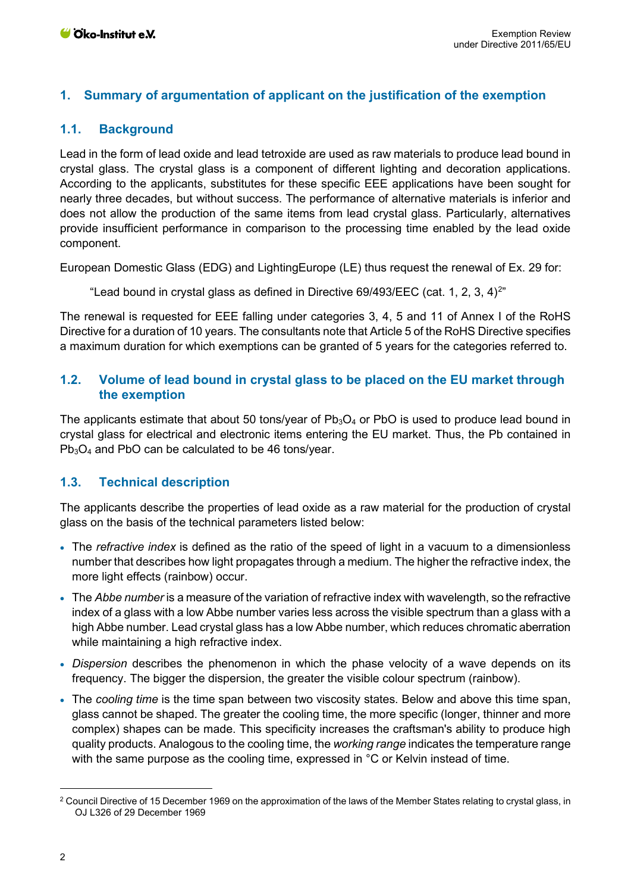## 1. Summary of argumentation of applicant on the justification of the exemption

### 1.1. Background

Lead in the form of lead oxide and lead tetroxide are used as raw materials to produce lead bound in crystal glass. The crystal glass is a component of different lighting and decoration applications. According to the applicants, substitutes for these specific EEE applications have been sought for nearly three decades, but without success. The performance of alternative materials is inferior and does not allow the production of the same items from lead crystal glass. Particularly, alternatives provide insufficient performance in comparison to the processing time enabled by the lead oxide component.

European Domestic Glass (EDG) and LightingEurope (LE) thus request the renewal of Ex. 29 for:

> "Lead bound in crystal glass as defined in Directive 69/493/EEC (cat. 1, 2, 3, 4)[2]"

The renewal is requested for EEE falling under categories 3, 4, 5 and 11 of Annex I of the RoHS Directive for a duration of 10 years. The consultants note that Article 5 of the RoHS Directive specifies a maximum duration for which exemptions can be granted of 5 years for the categories referred to.

### 1.2. Volume of lead bound in crystal glass to be placed on the EU market through the exemption

The applicants estimate that about 50 tons/year of $Pb_3O_4$ or PbO is used to produce lead bound in crystal glass for electrical and electronic items entering the EU market. Thus, the Pb contained in $Pb_3O_4$ and PbO can be calculated to be 46 tons/year.

### 1.3. Technical description

The applicants describe the properties of lead oxide as a raw material for the production of crystal glass on the basis of the technical parameters listed below:

- The *refractive index* is defined as the ratio of the speed of light in a vacuum to a dimensionless number that describes how light propagates through a medium. The higher the refractive index, the more light effects (rainbow) occur.
- The *Abbe number* is a measure of the variation of refractive index with wavelength, so the refractive index of a glass with a low Abbe number varies less across the visible spectrum than a glass with a high Abbe number. Lead crystal glass has a low Abbe number, which reduces chromatic aberration while maintaining a high refractive index.
- *Dispersion* describes the phenomenon in which the phase velocity of a wave depends on its frequency. The bigger the dispersion, the greater the visible colour spectrum (rainbow).
- The *cooling time* is the time span between two viscosity states. Below and above this time span, glass cannot be shaped. The greater the cooling time, the more specific (longer, thinner and more complex) shapes can be made. This specificity increases the craftsman's ability to produce high quality products. Analogous to the cooling time, the *working range* indicates the temperature range with the same purpose as the cooling time, expressed in °C or Kelvin instead of time.

[2] Council Directive of 15 December 1969 on the approximation of the laws of the Member States relating to crystal glass, in OJ L326 of 29 December 1969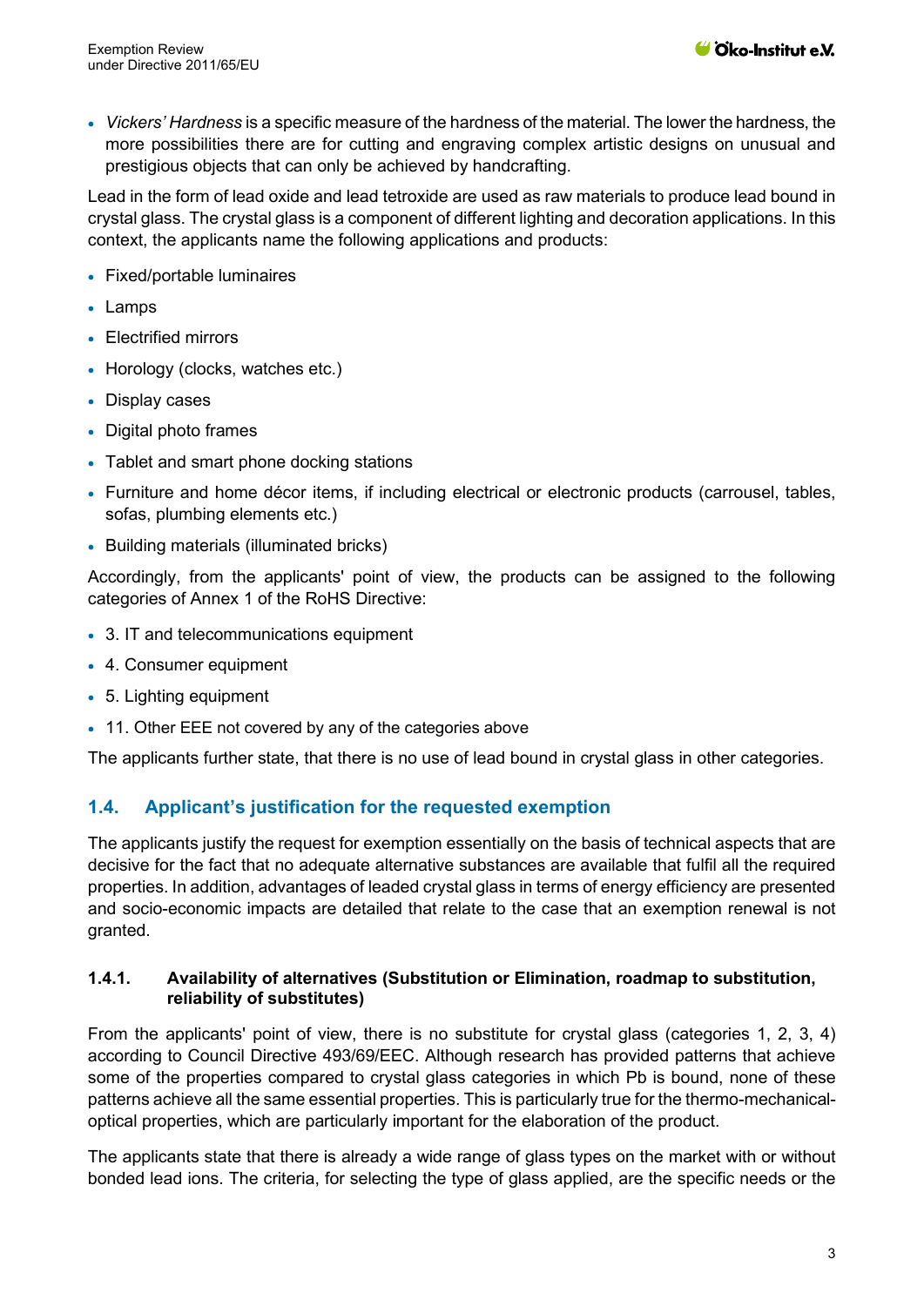- *Vickers' Hardness* is a specific measure of the hardness of the material. The lower the hardness, the more possibilities there are for cutting and engraving complex artistic designs on unusual and prestigious objects that can only be achieved by handcrafting.

Lead in the form of lead oxide and lead tetroxide are used as raw materials to produce lead bound in crystal glass. The crystal glass is a component of different lighting and decoration applications. In this context, the applicants name the following applications and products:

- Fixed/portable luminaires
- Lamps
- Electrified mirrors
- Horology (clocks, watches etc.)
- Display cases
- Digital photo frames
- Tablet and smart phone docking stations
- Furniture and home décor items, if including electrical or electronic products (carrousel, tables, sofas, plumbing elements etc.)
- Building materials (illuminated bricks)

Accordingly, from the applicants' point of view, the products can be assigned to the following categories of Annex 1 of the RoHS Directive:

- 3. IT and telecommunications equipment
- 4. Consumer equipment
- 5. Lighting equipment
- 11. Other EEE not covered by any of the categories above

The applicants further state, that there is no use of lead bound in crystal glass in other categories.

## 1.4. Applicant's justification for the requested exemption

The applicants justify the request for exemption essentially on the basis of technical aspects that are decisive for the fact that no adequate alternative substances are available that fulfil all the required properties. In addition, advantages of leaded crystal glass in terms of energy efficiency are presented and socio-economic impacts are detailed that relate to the case that an exemption renewal is not granted.

### 1.4.1. Availability of alternatives (Substitution or Elimination, roadmap to substitution, reliability of substitutes)

From the applicants' point of view, there is no substitute for crystal glass (categories 1, 2, 3, 4) according to Council Directive 493/69/EEC. Although research has provided patterns that achieve some of the properties compared to crystal glass categories in which Pb is bound, none of these patterns achieve all the same essential properties. This is particularly true for the thermo-mechanical-optical properties, which are particularly important for the elaboration of the product.

The applicants state that there is already a wide range of glass types on the market with or without bonded lead ions. The criteria, for selecting the type of glass applied, are the specific needs or the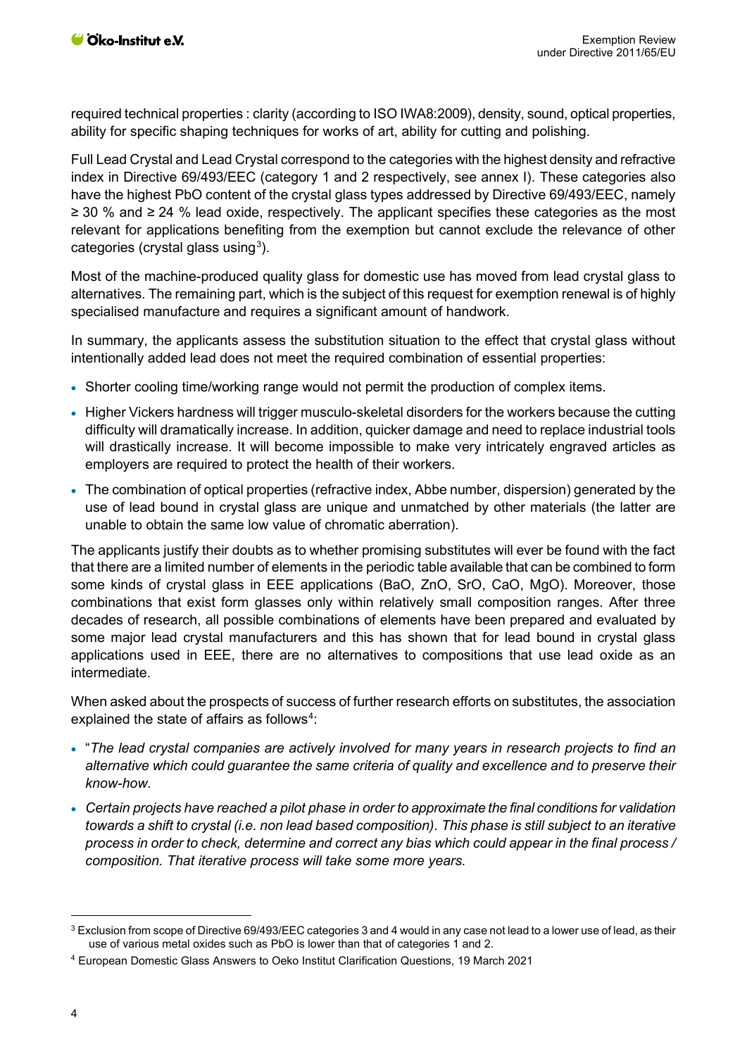required technical properties : clarity (according to ISO IWA8:2009), density, sound, optical properties, ability for specific shaping techniques for works of art, ability for cutting and polishing.

Full Lead Crystal and Lead Crystal correspond to the categories with the highest density and refractive index in Directive 69/493/EEC (category 1 and 2 respectively, see annex I). These categories also have the highest PbO content of the crystal glass types addressed by Directive 69/493/EEC, namely ≥ 30 % and ≥ 24 % lead oxide, respectively. The applicant specifies these categories as the most relevant for applications benefiting from the exemption but cannot exclude the relevance of other categories (crystal glass using[3]).

Most of the machine-produced quality glass for domestic use has moved from lead crystal glass to alternatives. The remaining part, which is the subject of this request for exemption renewal is of highly specialised manufacture and requires a significant amount of handwork.

In summary, the applicants assess the substitution situation to the effect that crystal glass without intentionally added lead does not meet the required combination of essential properties:

- Shorter cooling time/working range would not permit the production of complex items.
- Higher Vickers hardness will trigger musculo-skeletal disorders for the workers because the cutting difficulty will dramatically increase. In addition, quicker damage and need to replace industrial tools will drastically increase. It will become impossible to make very intricately engraved articles as employers are required to protect the health of their workers.
- The combination of optical properties (refractive index, Abbe number, dispersion) generated by the use of lead bound in crystal glass are unique and unmatched by other materials (the latter are unable to obtain the same low value of chromatic aberration).

The applicants justify their doubts as to whether promising substitutes will ever be found with the fact that there are a limited number of elements in the periodic table available that can be combined to form some kinds of crystal glass in EEE applications (BaO, ZnO, SrO, CaO, MgO). Moreover, those combinations that exist form glasses only within relatively small composition ranges. After three decades of research, all possible combinations of elements have been prepared and evaluated by some major lead crystal manufacturers and this has shown that for lead bound in crystal glass applications used in EEE, there are no alternatives to compositions that use lead oxide as an intermediate.

When asked about the prospects of success of further research efforts on substitutes, the association explained the state of affairs as follows[4]:

- "*The lead crystal companies are actively involved for many years in research projects to find an alternative which could guarantee the same criteria of quality and excellence and to preserve their know-how.*
- *Certain projects have reached a pilot phase in order to approximate the final conditions for validation towards a shift to crystal (i.e. non lead based composition). This phase is still subject to an iterative process in order to check, determine and correct any bias which could appear in the final process / composition. That iterative process will take some more years.*

[3] Exclusion from scope of Directive 69/493/EEC categories 3 and 4 would in any case not lead to a lower use of lead, as their use of various metal oxides such as PbO is lower than that of categories 1 and 2.

[4] European Domestic Glass Answers to Oeko Institut Clarification Questions, 19 March 2021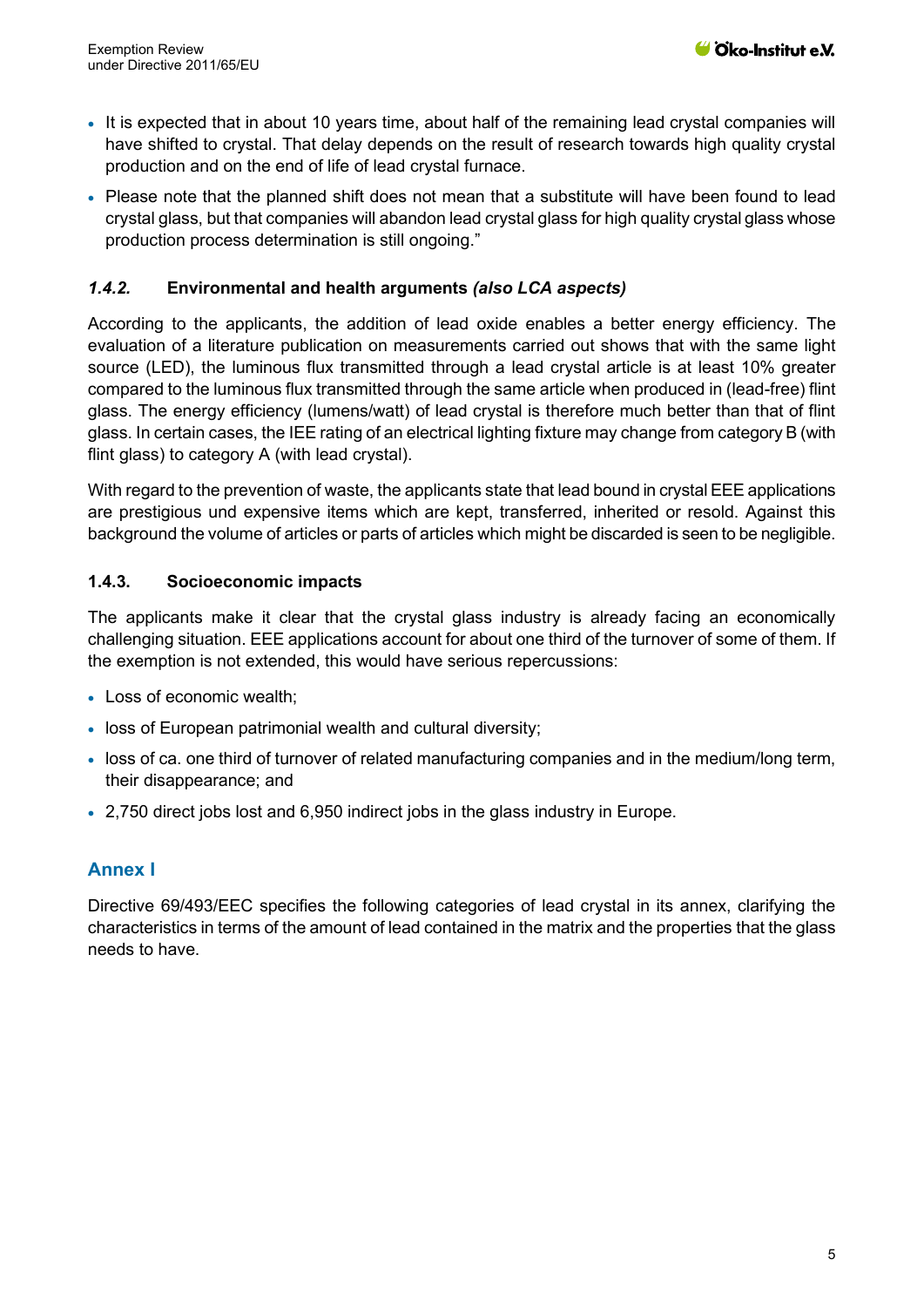- It is expected that in about 10 years time, about half of the remaining lead crystal companies will have shifted to crystal. That delay depends on the result of research towards high quality crystal production and on the end of life of lead crystal furnace.
- Please note that the planned shift does not mean that a substitute will have been found to lead crystal glass, but that companies will abandon lead crystal glass for high quality crystal glass whose production process determination is still ongoing."

### *1.4.2.* Environmental and health arguments *(also LCA aspects)*

According to the applicants, the addition of lead oxide enables a better energy efficiency. The evaluation of a literature publication on measurements carried out shows that with the same light source (LED), the luminous flux transmitted through a lead crystal article is at least 10% greater compared to the luminous flux transmitted through the same article when produced in (lead-free) flint glass. The energy efficiency (lumens/watt) of lead crystal is therefore much better than that of flint glass. In certain cases, the IEE rating of an electrical lighting fixture may change from category B (with flint glass) to category A (with lead crystal).

With regard to the prevention of waste, the applicants state that lead bound in crystal EEE applications are prestigious und expensive items which are kept, transferred, inherited or resold. Against this background the volume of articles or parts of articles which might be discarded is seen to be negligible.

### 1.4.3. Socioeconomic impacts

The applicants make it clear that the crystal glass industry is already facing an economically challenging situation. EEE applications account for about one third of the turnover of some of them. If the exemption is not extended, this would have serious repercussions:

- Loss of economic wealth;
- loss of European patrimonial wealth and cultural diversity;
- loss of ca. one third of turnover of related manufacturing companies and in the medium/long term, their disappearance; and
- 2,750 direct jobs lost and 6,950 indirect jobs in the glass industry in Europe.

## Annex I

Directive 69/493/EEC specifies the following categories of lead crystal in its annex, clarifying the characteristics in terms of the amount of lead contained in the matrix and the properties that the glass needs to have.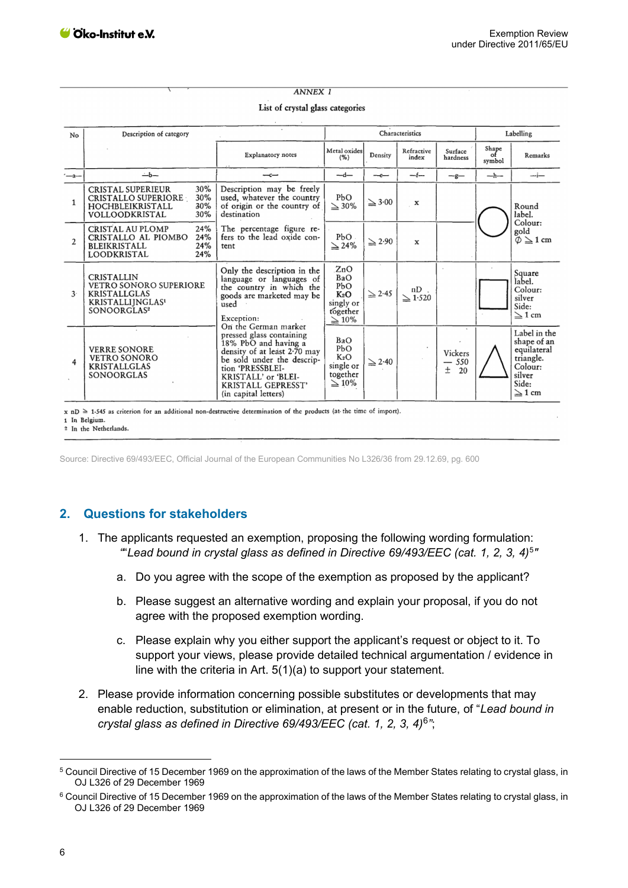ANNEX I

List of crystal glass categories

| No | Description of category | | Characteristics | | | | | Labelling | |
|---|---|---|---|---|---|---|---|---|---|
| | | | Explanatory notes | Metal oxides (%) | Density | Refractive index | Surface hardness | Shape of symbol | Remarks |
| —a— | —b— | | —c— | —d— | —e— | —f— | —g— | —h— | —i— |
| 1 | CRISTAL SUPERIEUR<br>CRISTALLO SUPERIORE<br>HOCHBLEIKRISTALL<br>VOLLOODKRISTAL | 30%<br>30%<br>30%<br>30% | Description may be freely used, whatever the country of origin or the country of destination | PbO<br>≥ 30% | ≥ 3·00 | x | | Round (circle) | Round label.<br>Colour: gold<br>Ø ≥ 1 cm |
| 2 | CRISTAL AU PLOMP<br>CRISTALLO AL PIOMBO<br>BLEIKRISTALL<br>LOODKRISTAL | 24%<br>24%<br>24%<br>24% | The percentage figure refers to the lead oxide content | PbO<br>≥ 24% | ≥ 2·90 | x | | | |
| 3 | CRISTALLIN<br>VETRO SONORO SUPERIORE<br>KRISTALLGLAS<br>KRISTALLIJNGLAS[1]<br>SONOORGLAS[2] | | Only the description in the language or languages of the country in which the goods are marketed may be used | ZnO<br>BaO<br>PbO<br>$K_2O$<br>singly or together<br>≥ 10% | ≥ 2·45 | nD<br>≥ 1·520 | | Square | Square label.<br>Colour: silver<br>Side: ≥ 1 cm |
| 4 | VERRE SONORE<br>VETRO SONORO<br>KRISTALLGLAS<br>SONOORGLAS | | Exception:<br>On the German market pressed glass containing 18% PbO and having a density of at least 2·70 may be sold under the description 'PRESSBLEI-KRISTALL' or 'BLEI-KRISTALL GEPRESST' (in capital letters) | BaO<br>PbO<br>$K_2O$<br>single or together<br>≥ 10% | ≥ 2·40 | | Vickers<br>— 550<br>± 20 | Equilateral triangle | Label in the shape of an equilateral triangle.<br>Colour: silver<br>Side: ≥ 1 cm |

x nD ≥ 1·545 as criterion for an additional non-destructive determination of the products (at the time of import).
1 In Belgium.
2 In the Netherlands.

Source: Directive 69/493/EEC, Official Journal of the European Communities No L326/36 from 29.12.69, pg. 600

## 2. Questions for stakeholders

1. The applicants requested an exemption, proposing the following wording formulation: *""Lead bound in crystal glass as defined in Directive 69/493/EEC (cat. 1, 2, 3, 4)[5]"*
   a. Do you agree with the scope of the exemption as proposed by the applicant?
   b. Please suggest an alternative wording and explain your proposal, if you do not agree with the proposed exemption wording.
   c. Please explain why you either support the applicant's request or object to it. To support your views, please provide detailed technical argumentation / evidence in line with the criteria in Art. 5(1)(a) to support your statement.
2. Please provide information concerning possible substitutes or developments that may enable reduction, substitution or elimination, at present or in the future, of "*Lead bound in crystal glass as defined in Directive 69/493/EEC (cat. 1, 2, 3, 4)*[6]*"*;

[5] Council Directive of 15 December 1969 on the approximation of the laws of the Member States relating to crystal glass, in OJ L326 of 29 December 1969

[6] Council Directive of 15 December 1969 on the approximation of the laws of the Member States relating to crystal glass, in OJ L326 of 29 December 1969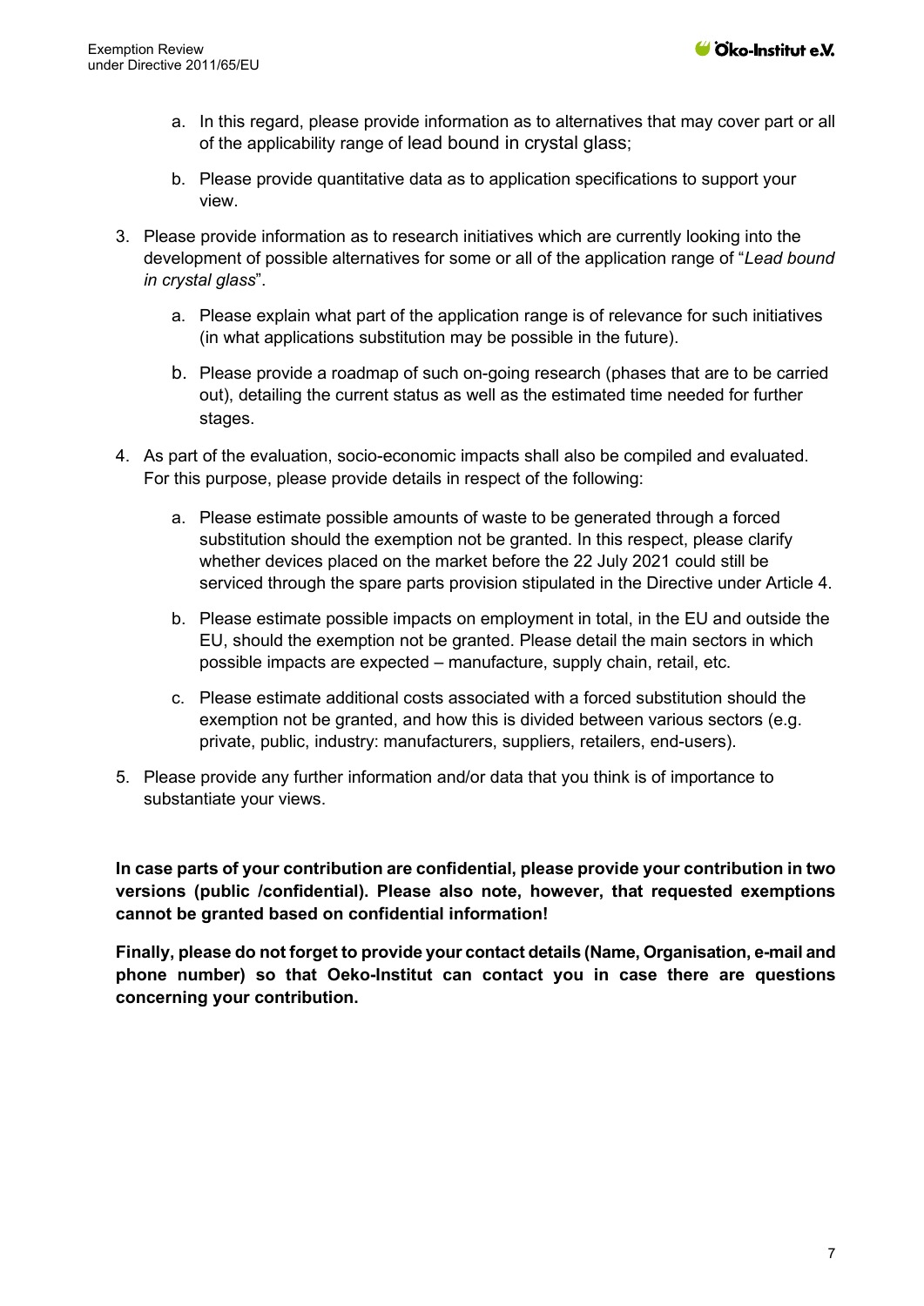a. In this regard, please provide information as to alternatives that may cover part or all of the applicability range of lead bound in crystal glass;

   b. Please provide quantitative data as to application specifications to support your view.

3. Please provide information as to research initiatives which are currently looking into the development of possible alternatives for some or all of the application range of "*Lead bound in crystal glass*".

   a. Please explain what part of the application range is of relevance for such initiatives (in what applications substitution may be possible in the future).

   b. Please provide a roadmap of such on-going research (phases that are to be carried out), detailing the current status as well as the estimated time needed for further stages.

4. As part of the evaluation, socio-economic impacts shall also be compiled and evaluated. For this purpose, please provide details in respect of the following:

   a. Please estimate possible amounts of waste to be generated through a forced substitution should the exemption not be granted. In this respect, please clarify whether devices placed on the market before the 22 July 2021 could still be serviced through the spare parts provision stipulated in the Directive under Article 4.

   b. Please estimate possible impacts on employment in total, in the EU and outside the EU, should the exemption not be granted. Please detail the main sectors in which possible impacts are expected – manufacture, supply chain, retail, etc.

   c. Please estimate additional costs associated with a forced substitution should the exemption not be granted, and how this is divided between various sectors (e.g. private, public, industry: manufacturers, suppliers, retailers, end-users).

5. Please provide any further information and/or data that you think is of importance to substantiate your views.

**In case parts of your contribution are confidential, please provide your contribution in two versions (public /confidential). Please also note, however, that requested exemptions cannot be granted based on confidential information!**

**Finally, please do not forget to provide your contact details (Name, Organisation, e-mail and phone number) so that Oeko-Institut can contact you in case there are questions concerning your contribution.**